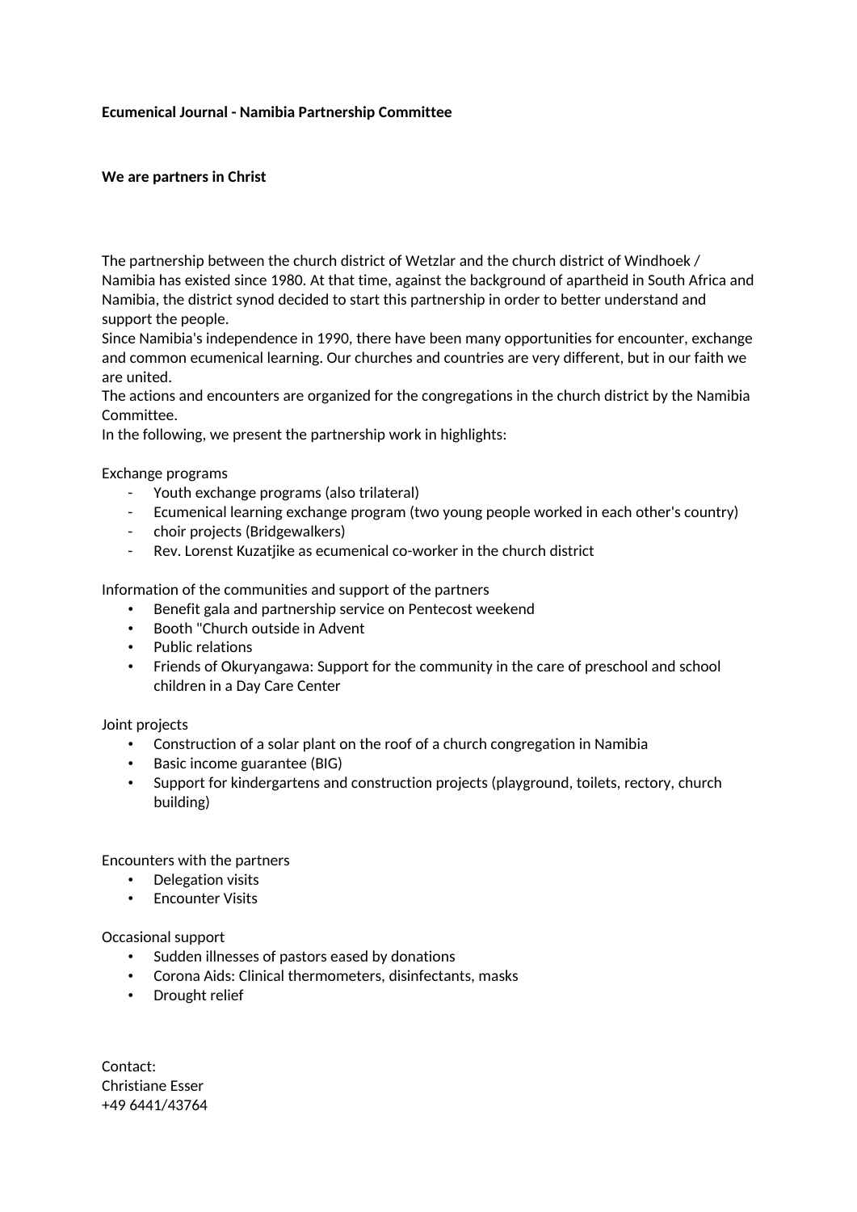**Ecumenical Journal - Namibia Partnership Committee**

**We are partners in Christ**

The partnership between the church district of Wetzlar and the church district of Windhoek / Namibia has existed since 1980. At that time, against the background of apartheid in South Africa and Namibia, the district synod decided to start this partnership in order to better understand and support the people.
Since Namibia's independence in 1990, there have been many opportunities for encounter, exchange and common ecumenical learning. Our churches and countries are very different, but in our faith we are united.
The actions and encounters are organized for the congregations in the church district by the Namibia Committee.
In the following, we present the partnership work in highlights:

Exchange programs

- Youth exchange programs (also trilateral)
- Ecumenical learning exchange program (two young people worked in each other's country)
- choir projects (Bridgewalkers)
- Rev. Lorenst Kuzatjike as ecumenical co-worker in the church district

Information of the communities and support of the partners

- Benefit gala and partnership service on Pentecost weekend
- Booth "Church outside in Advent
- Public relations
- Friends of Okuryangawa: Support for the community in the care of preschool and school children in a Day Care Center

Joint projects

- Construction of a solar plant on the roof of a church congregation in Namibia
- Basic income guarantee (BIG)
- Support for kindergartens and construction projects (playground, toilets, rectory, church building)

Encounters with the partners

- Delegation visits
- Encounter Visits

Occasional support

- Sudden illnesses of pastors eased by donations
- Corona Aids: Clinical thermometers, disinfectants, masks
- Drought relief

Contact:
Christiane Esser
+49 6441/43764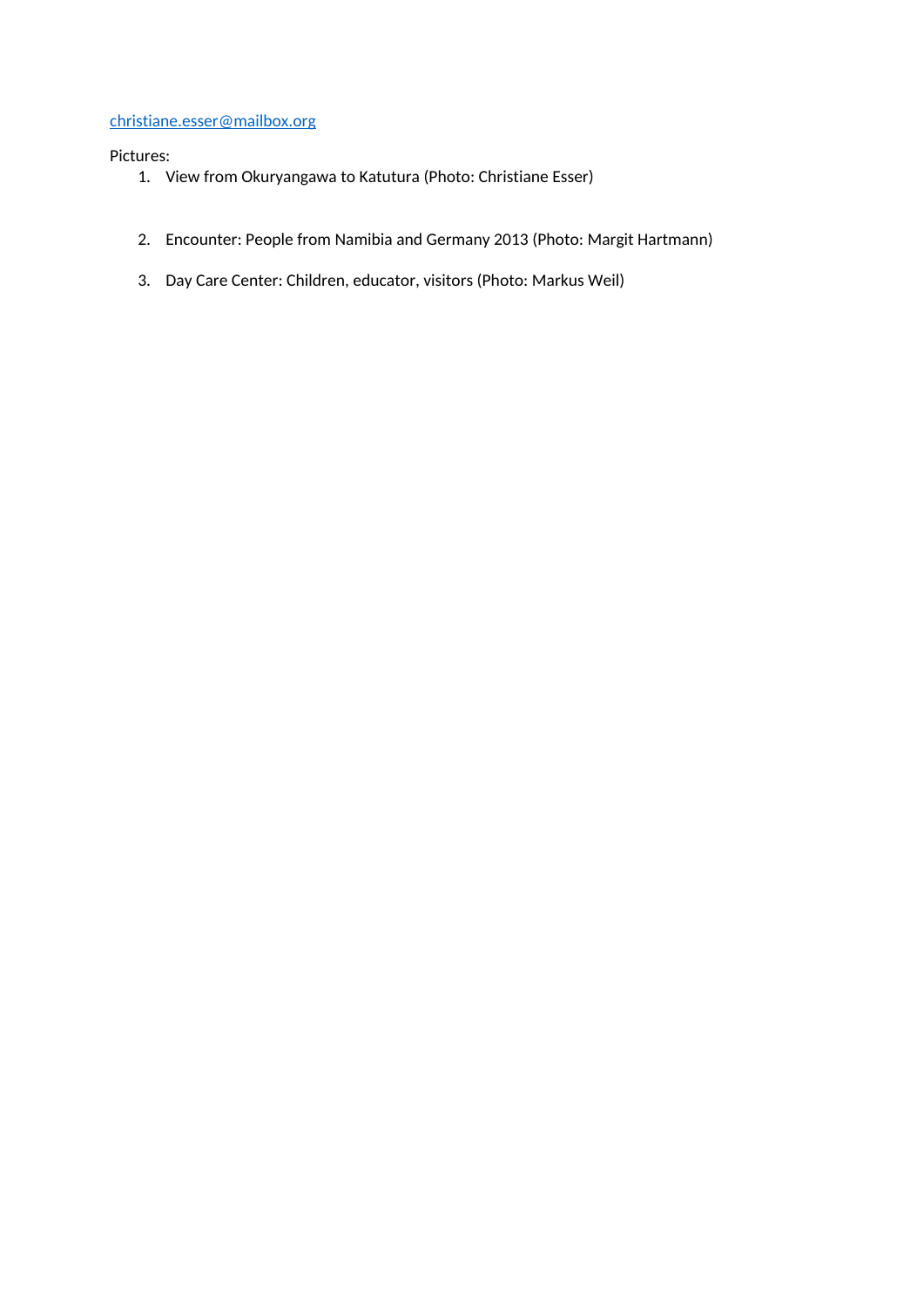christiane.esser@mailbox.org

Pictures:

1. View from Okuryangawa to Katutura (Photo: Christiane Esser)

2. Encounter: People from Namibia and Germany 2013 (Photo: Margit Hartmann)

3. Day Care Center: Children, educator, visitors (Photo: Markus Weil)